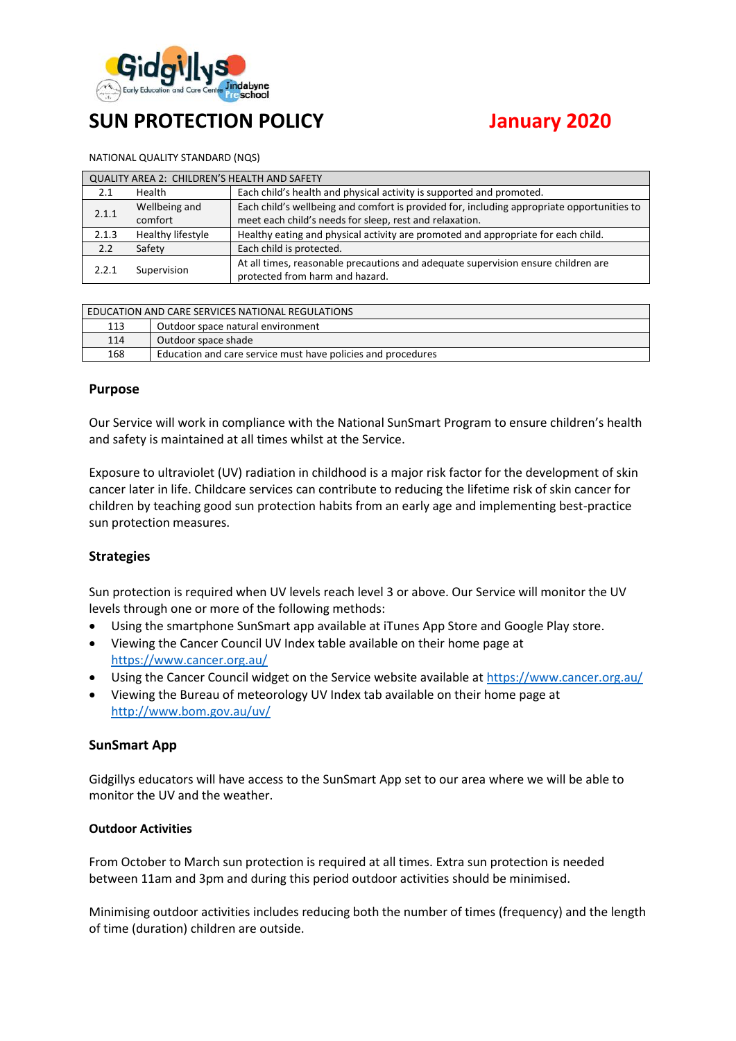# SUN PROTECTION POLICY

**January 2020**

NATIONAL QUALITY STANDARD (NQS)

| QUALITY AREA 2: CHILDREN'S HEALTH AND SAFETY | | |
|---|---|---|
| 2.1 | Health | Each child's health and physical activity is supported and promoted. |
| 2.1.1 | Wellbeing and comfort | Each child's wellbeing and comfort is provided for, including appropriate opportunities to meet each child's needs for sleep, rest and relaxation. |
| 2.1.3 | Healthy lifestyle | Healthy eating and physical activity are promoted and appropriate for each child. |
| 2.2 | Safety | Each child is protected. |
| 2.2.1 | Supervision | At all times, reasonable precautions and adequate supervision ensure children are protected from harm and hazard. |

| EDUCATION AND CARE SERVICES NATIONAL REGULATIONS | |
|---|---|
| 113 | Outdoor space natural environment |
| 114 | Outdoor space shade |
| 168 | Education and care service must have policies and procedures |

## Purpose

Our Service will work in compliance with the National SunSmart Program to ensure children's health and safety is maintained at all times whilst at the Service.

Exposure to ultraviolet (UV) radiation in childhood is a major risk factor for the development of skin cancer later in life. Childcare services can contribute to reducing the lifetime risk of skin cancer for children by teaching good sun protection habits from an early age and implementing best-practice sun protection measures.

## Strategies

Sun protection is required when UV levels reach level 3 or above. Our Service will monitor the UV levels through one or more of the following methods:

- Using the smartphone SunSmart app available at iTunes App Store and Google Play store.
- Viewing the Cancer Council UV Index table available on their home page at https://www.cancer.org.au/
- Using the Cancer Council widget on the Service website available at https://www.cancer.org.au/
- Viewing the Bureau of meteorology UV Index tab available on their home page at http://www.bom.gov.au/uv/

## SunSmart App

Gidgillys educators will have access to the SunSmart App set to our area where we will be able to monitor the UV and the weather.

### Outdoor Activities

From October to March sun protection is required at all times. Extra sun protection is needed between 11am and 3pm and during this period outdoor activities should be minimised.

Minimising outdoor activities includes reducing both the number of times (frequency) and the length of time (duration) children are outside.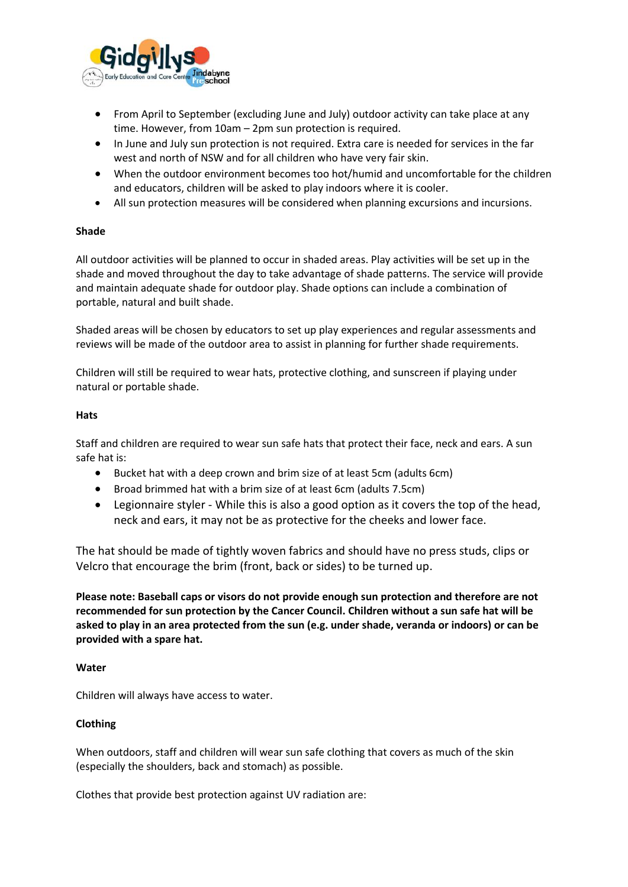- From April to September (excluding June and July) outdoor activity can take place at any time. However, from 10am – 2pm sun protection is required.
- In June and July sun protection is not required. Extra care is needed for services in the far west and north of NSW and for all children who have very fair skin.
- When the outdoor environment becomes too hot/humid and uncomfortable for the children and educators, children will be asked to play indoors where it is cooler.
- All sun protection measures will be considered when planning excursions and incursions.

**Shade**

All outdoor activities will be planned to occur in shaded areas. Play activities will be set up in the shade and moved throughout the day to take advantage of shade patterns. The service will provide and maintain adequate shade for outdoor play. Shade options can include a combination of portable, natural and built shade.

Shaded areas will be chosen by educators to set up play experiences and regular assessments and reviews will be made of the outdoor area to assist in planning for further shade requirements.

Children will still be required to wear hats, protective clothing, and sunscreen if playing under natural or portable shade.

**Hats**

Staff and children are required to wear sun safe hats that protect their face, neck and ears. A sun safe hat is:

- Bucket hat with a deep crown and brim size of at least 5cm (adults 6cm)
- Broad brimmed hat with a brim size of at least 6cm (adults 7.5cm)
- Legionnaire styler - While this is also a good option as it covers the top of the head, neck and ears, it may not be as protective for the cheeks and lower face.

The hat should be made of tightly woven fabrics and should have no press studs, clips or Velcro that encourage the brim (front, back or sides) to be turned up.

**Please note: Baseball caps or visors do not provide enough sun protection and therefore are not recommended for sun protection by the Cancer Council. Children without a sun safe hat will be asked to play in an area protected from the sun (e.g. under shade, veranda or indoors) or can be provided with a spare hat.**

**Water**

Children will always have access to water.

**Clothing**

When outdoors, staff and children will wear sun safe clothing that covers as much of the skin (especially the shoulders, back and stomach) as possible.

Clothes that provide best protection against UV radiation are: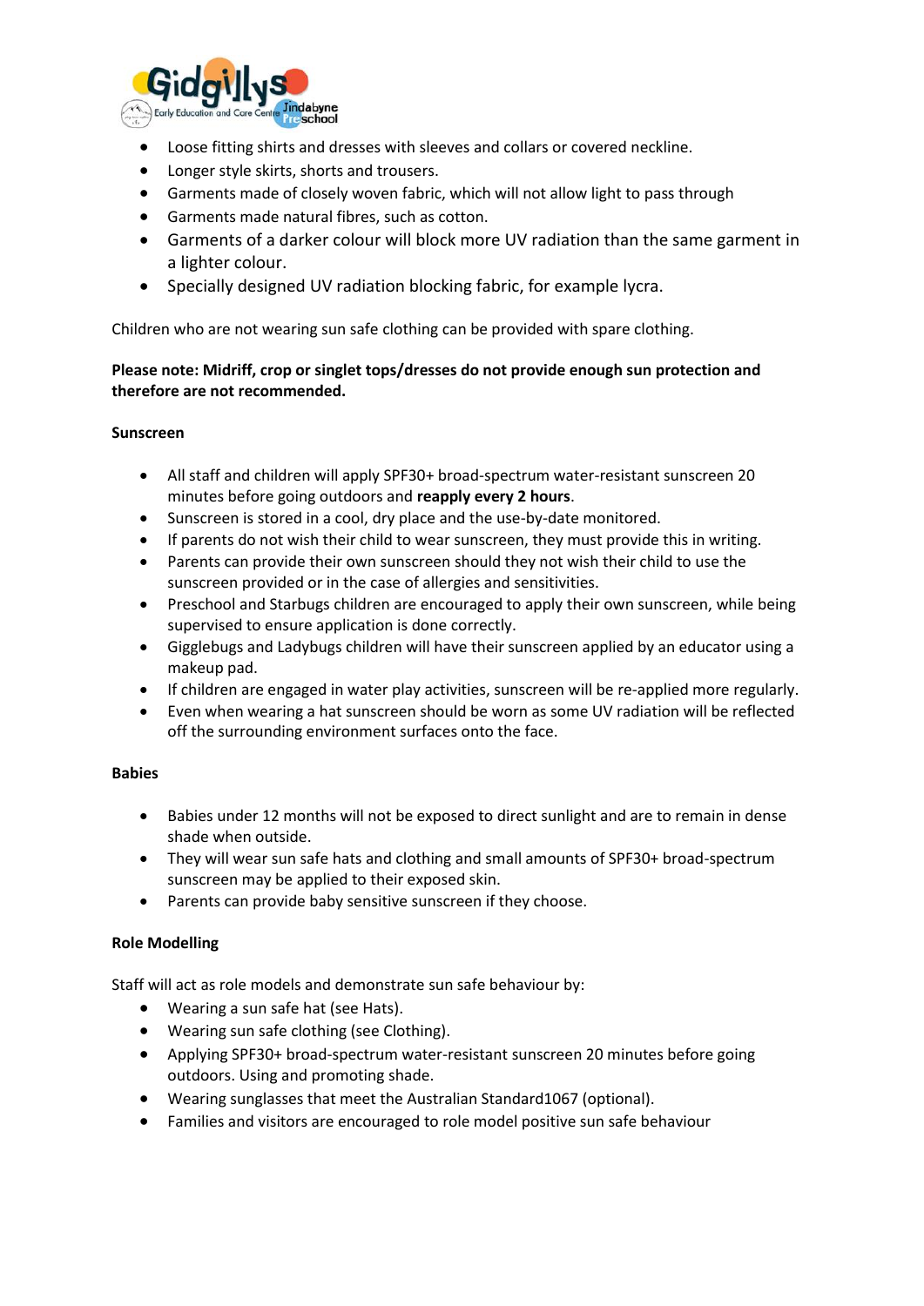- Loose fitting shirts and dresses with sleeves and collars or covered neckline.
- Longer style skirts, shorts and trousers.
- Garments made of closely woven fabric, which will not allow light to pass through
- Garments made natural fibres, such as cotton.
- Garments of a darker colour will block more UV radiation than the same garment in a lighter colour.
- Specially designed UV radiation blocking fabric, for example lycra.

Children who are not wearing sun safe clothing can be provided with spare clothing.

**Please note: Midriff, crop or singlet tops/dresses do not provide enough sun protection and therefore are not recommended.**

**Sunscreen**

- All staff and children will apply SPF30+ broad-spectrum water-resistant sunscreen 20 minutes before going outdoors and **reapply every 2 hours**.
- Sunscreen is stored in a cool, dry place and the use-by-date monitored.
- If parents do not wish their child to wear sunscreen, they must provide this in writing.
- Parents can provide their own sunscreen should they not wish their child to use the sunscreen provided or in the case of allergies and sensitivities.
- Preschool and Starbugs children are encouraged to apply their own sunscreen, while being supervised to ensure application is done correctly.
- Gigglebugs and Ladybugs children will have their sunscreen applied by an educator using a makeup pad.
- If children are engaged in water play activities, sunscreen will be re-applied more regularly.
- Even when wearing a hat sunscreen should be worn as some UV radiation will be reflected off the surrounding environment surfaces onto the face.

**Babies**

- Babies under 12 months will not be exposed to direct sunlight and are to remain in dense shade when outside.
- They will wear sun safe hats and clothing and small amounts of SPF30+ broad-spectrum sunscreen may be applied to their exposed skin.
- Parents can provide baby sensitive sunscreen if they choose.

**Role Modelling**

Staff will act as role models and demonstrate sun safe behaviour by:

- Wearing a sun safe hat (see Hats).
- Wearing sun safe clothing (see Clothing).
- Applying SPF30+ broad-spectrum water-resistant sunscreen 20 minutes before going outdoors. Using and promoting shade.
- Wearing sunglasses that meet the Australian Standard1067 (optional).
- Families and visitors are encouraged to role model positive sun safe behaviour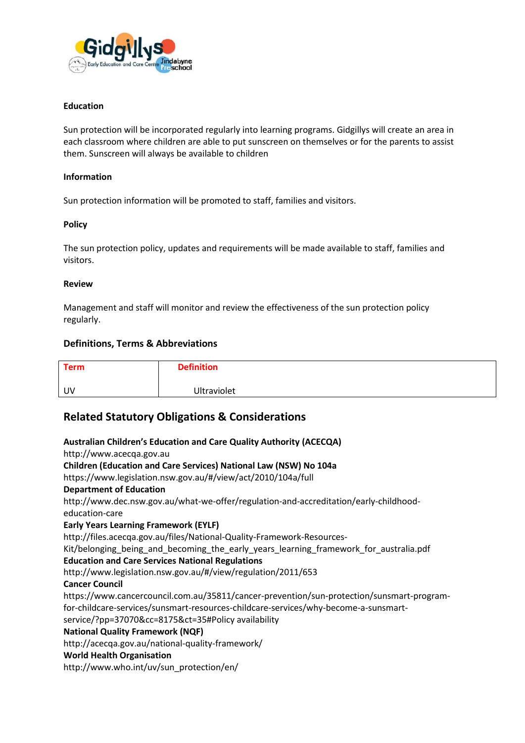**Education**

Sun protection will be incorporated regularly into learning programs. Gidgillys will create an area in each classroom where children are able to put sunscreen on themselves or for the parents to assist them. Sunscreen will always be available to children

**Information**

Sun protection information will be promoted to staff, families and visitors.

**Policy**

The sun protection policy, updates and requirements will be made available to staff, families and visitors.

**Review**

Management and staff will monitor and review the effectiveness of the sun protection policy regularly.

### Definitions, Terms & Abbreviations

| Term | Definition |
|---|---|
| UV | Ultraviolet |

## Related Statutory Obligations & Considerations

**Australian Children's Education and Care Quality Authority (ACECQA)**
http://www.acecqa.gov.au
**Children (Education and Care Services) National Law (NSW) No 104a**
https://www.legislation.nsw.gov.au/#/view/act/2010/104a/full
**Department of Education**
http://www.dec.nsw.gov.au/what-we-offer/regulation-and-accreditation/early-childhood-education-care
**Early Years Learning Framework (EYLF)**
http://files.acecqa.gov.au/files/National-Quality-Framework-Resources-Kit/belonging_being_and_becoming_the_early_years_learning_framework_for_australia.pdf
**Education and Care Services National Regulations**
http://www.legislation.nsw.gov.au/#/view/regulation/2011/653
**Cancer Council**
https://www.cancercouncil.com.au/35811/cancer-prevention/sun-protection/sunsmart-program-for-childcare-services/sunsmart-resources-childcare-services/why-become-a-sunsmart-service/?pp=37070&cc=8175&ct=35#Policy availability
**National Quality Framework (NQF)**
http://acecqa.gov.au/national-quality-framework/
**World Health Organisation**
http://www.who.int/uv/sun_protection/en/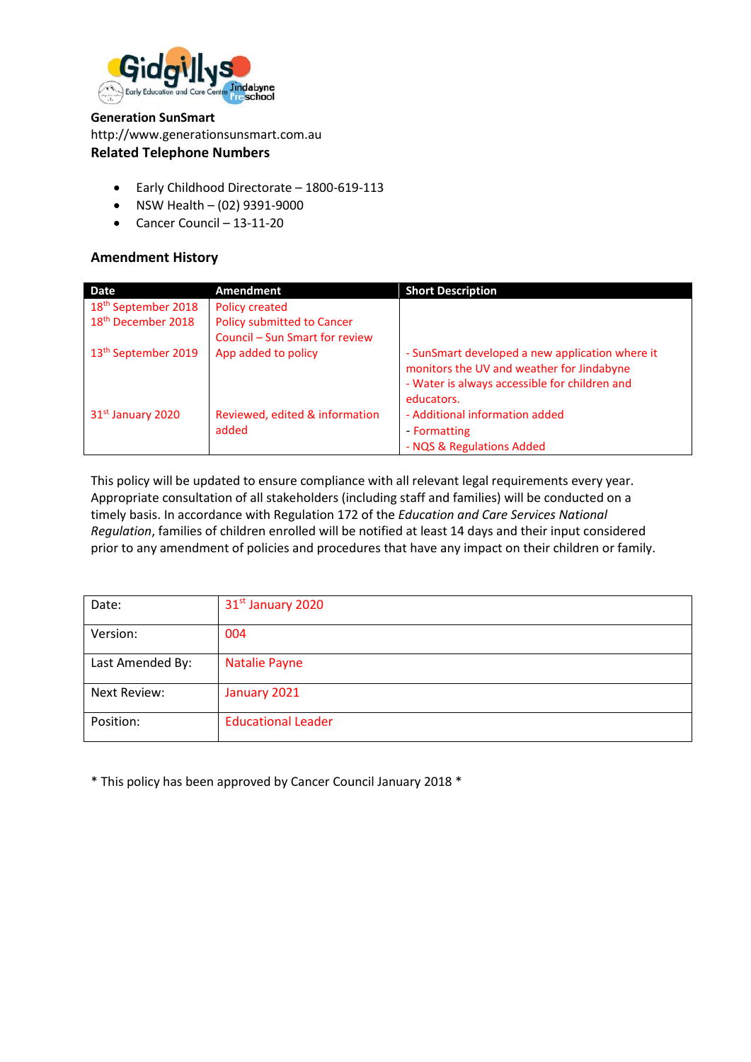**Generation SunSmart**
http://www.generationsunsmart.com.au

**Related Telephone Numbers**

- Early Childhood Directorate – 1800-619-113
- NSW Health – (02) 9391-9000
- Cancer Council – 13-11-20

**Amendment History**

| Date | Amendment | Short Description |
|---|---|---|
| 18th September 2018 | Policy created | |
| 18th December 2018 | Policy submitted to Cancer Council – Sun Smart for review | |
| 13th September 2019 | App added to policy | - SunSmart developed a new application where it monitors the UV and weather for Jindabyne<br>- Water is always accessible for children and educators. |
| 31st January 2020 | Reviewed, edited & information added | - Additional information added<br>- Formatting<br>- NQS & Regulations Added |

This policy will be updated to ensure compliance with all relevant legal requirements every year. Appropriate consultation of all stakeholders (including staff and families) will be conducted on a timely basis. In accordance with Regulation 172 of the *Education and Care Services National Regulation*, families of children enrolled will be notified at least 14 days and their input considered prior to any amendment of policies and procedures that have any impact on their children or family.

| | |
|---|---|
| Date: | 31st January 2020 |
| Version: | 004 |
| Last Amended By: | Natalie Payne |
| Next Review: | January 2021 |
| Position: | Educational Leader |

* This policy has been approved by Cancer Council January 2018 *